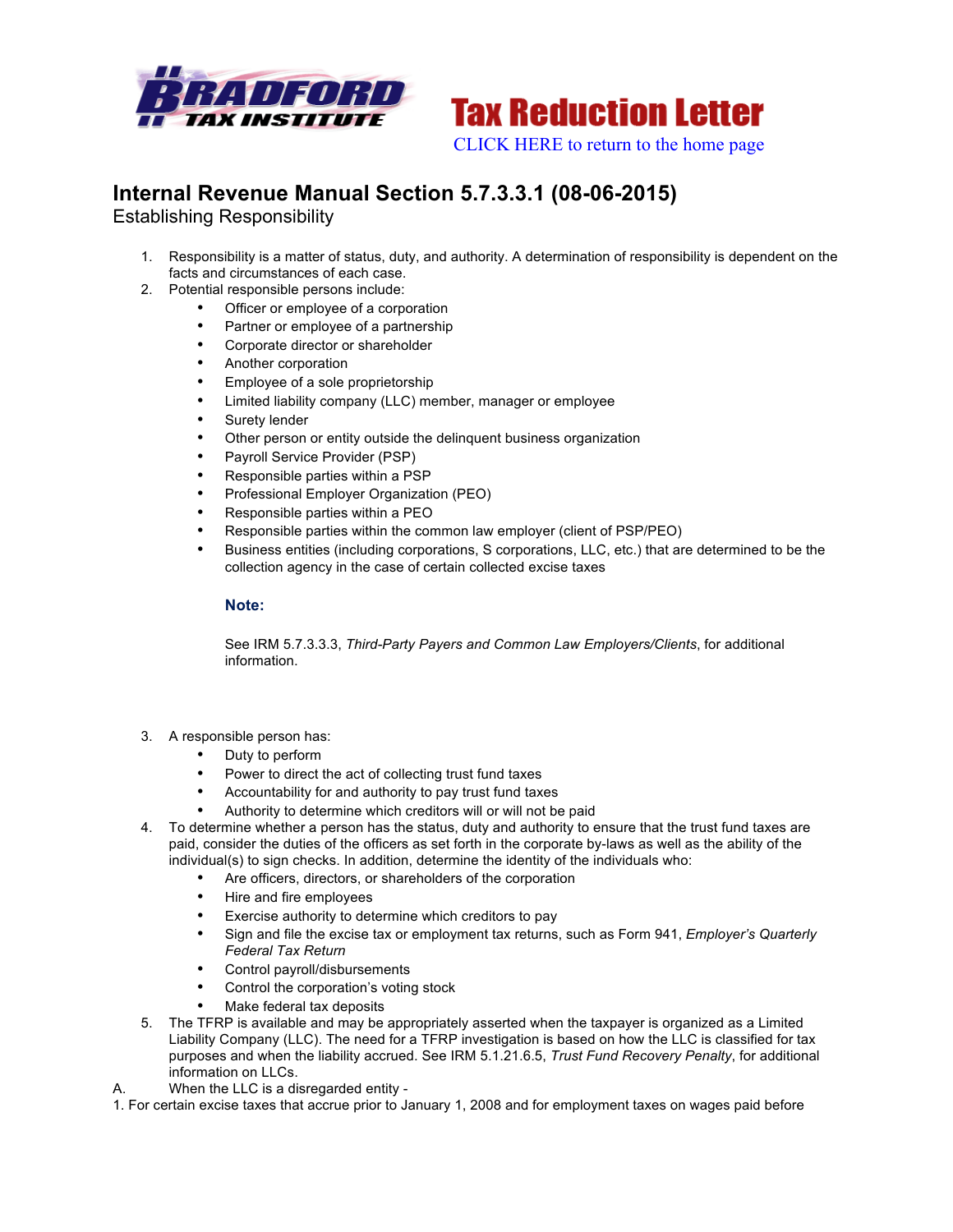Tax Reduction Letter

CLICK HERE to return to the home page

# Internal Revenue Manual Section 5.7.3.3.1 (08-06-2015)

## Establishing Responsibility

1. Responsibility is a matter of status, duty, and authority. A determination of responsibility is dependent on the facts and circumstances of each case.
2. Potential responsible persons include:
   - Officer or employee of a corporation
   - Partner or employee of a partnership
   - Corporate director or shareholder
   - Another corporation
   - Employee of a sole proprietorship
   - Limited liability company (LLC) member, manager or employee
   - Surety lender
   - Other person or entity outside the delinquent business organization
   - Payroll Service Provider (PSP)
   - Responsible parties within a PSP
   - Professional Employer Organization (PEO)
   - Responsible parties within a PEO
   - Responsible parties within the common law employer (client of PSP/PEO)
   - Business entities (including corporations, S corporations, LLC, etc.) that are determined to be the collection agency in the case of certain collected excise taxes

   **Note:**

   See IRM 5.7.3.3.3, *Third-Party Payers and Common Law Employers/Clients*, for additional information.

3. A responsible person has:
   - Duty to perform
   - Power to direct the act of collecting trust fund taxes
   - Accountability for and authority to pay trust fund taxes
   - Authority to determine which creditors will or will not be paid
4. To determine whether a person has the status, duty and authority to ensure that the trust fund taxes are paid, consider the duties of the officers as set forth in the corporate by-laws as well as the ability of the individual(s) to sign checks. In addition, determine the identity of the individuals who:
   - Are officers, directors, or shareholders of the corporation
   - Hire and fire employees
   - Exercise authority to determine which creditors to pay
   - Sign and file the excise tax or employment tax returns, such as Form 941, *Employer's Quarterly Federal Tax Return*
   - Control payroll/disbursements
   - Control the corporation's voting stock
   - Make federal tax deposits
5. The TFRP is available and may be appropriately asserted when the taxpayer is organized as a Limited Liability Company (LLC). The need for a TFRP investigation is based on how the LLC is classified for tax purposes and when the liability accrued. See IRM 5.1.21.6.5, *Trust Fund Recovery Penalty*, for additional information on LLCs.

A. When the LLC is a disregarded entity -

1. For certain excise taxes that accrue prior to January 1, 2008 and for employment taxes on wages paid before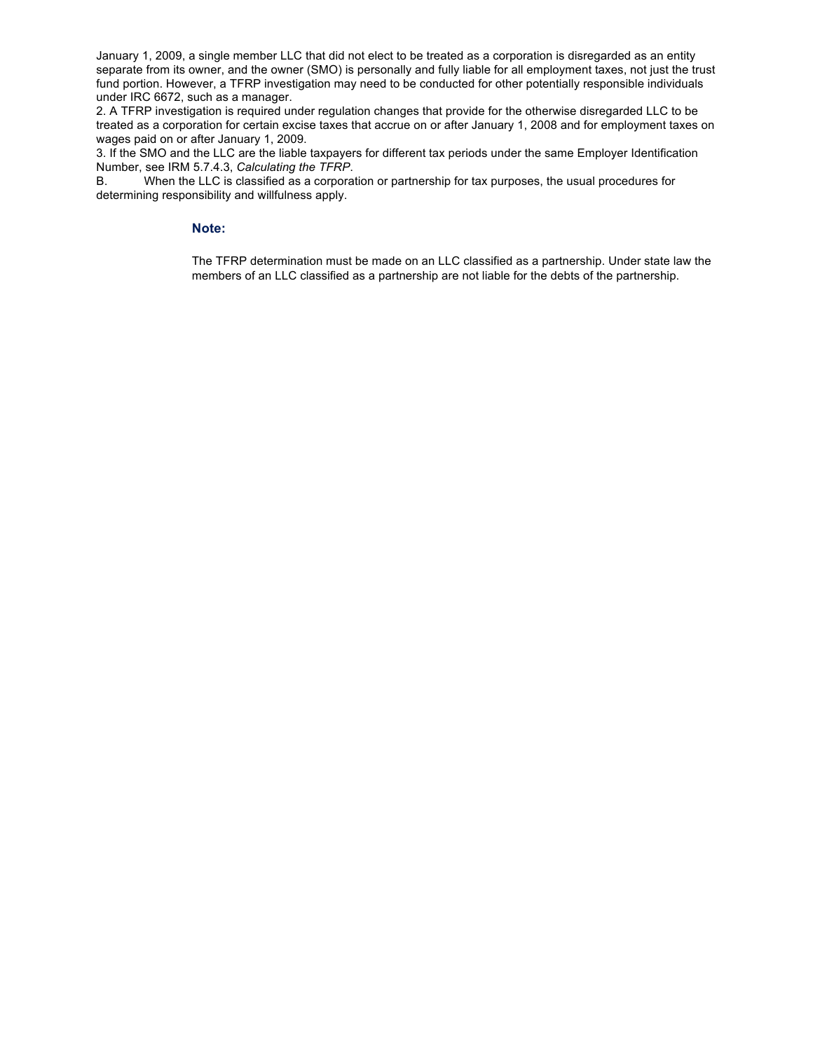January 1, 2009, a single member LLC that did not elect to be treated as a corporation is disregarded as an entity separate from its owner, and the owner (SMO) is personally and fully liable for all employment taxes, not just the trust fund portion. However, a TFRP investigation may need to be conducted for other potentially responsible individuals under IRC 6672, such as a manager.

2. A TFRP investigation is required under regulation changes that provide for the otherwise disregarded LLC to be treated as a corporation for certain excise taxes that accrue on or after January 1, 2008 and for employment taxes on wages paid on or after January 1, 2009.

3. If the SMO and the LLC are the liable taxpayers for different tax periods under the same Employer Identification Number, see IRM 5.7.4.3, *Calculating the TFRP*.

B. When the LLC is classified as a corporation or partnership for tax purposes, the usual procedures for determining responsibility and willfulness apply.

**Note:**

The TFRP determination must be made on an LLC classified as a partnership. Under state law the members of an LLC classified as a partnership are not liable for the debts of the partnership.